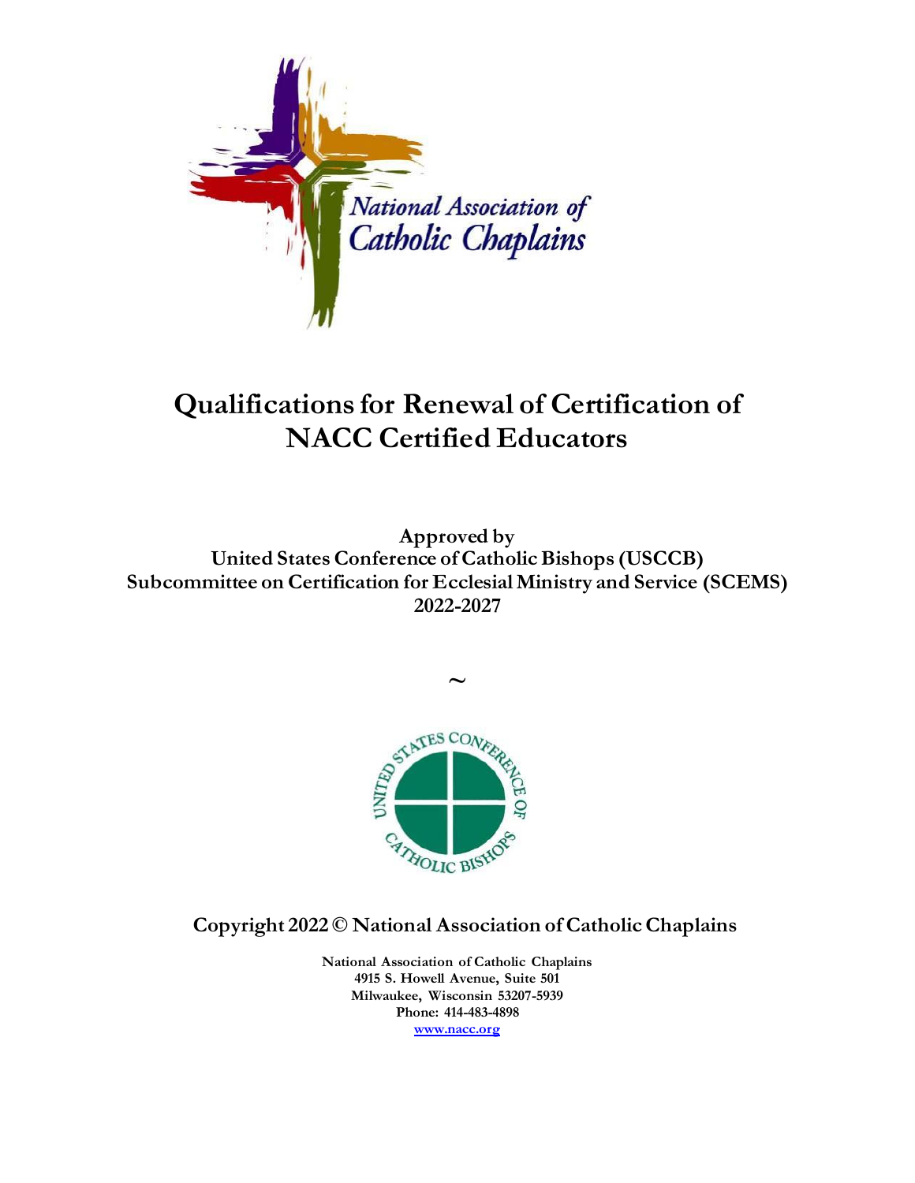National Association of Catholic Chaplains

# Qualifications for Renewal of Certification of NACC Certified Educators

**Approved by**
**United States Conference of Catholic Bishops (USCCB)**
**Subcommittee on Certification for Ecclesial Ministry and Service (SCEMS)**
**2022-2027**

~

UNITED STATES CONFERENCE OF CATHOLIC BISHOPS

**Copyright 2022 © National Association of Catholic Chaplains**

**National Association of Catholic Chaplains**
**4915 S. Howell Avenue, Suite 501**
**Milwaukee, Wisconsin 53207-5939**
**Phone: 414-483-4898**
**www.nacc.org**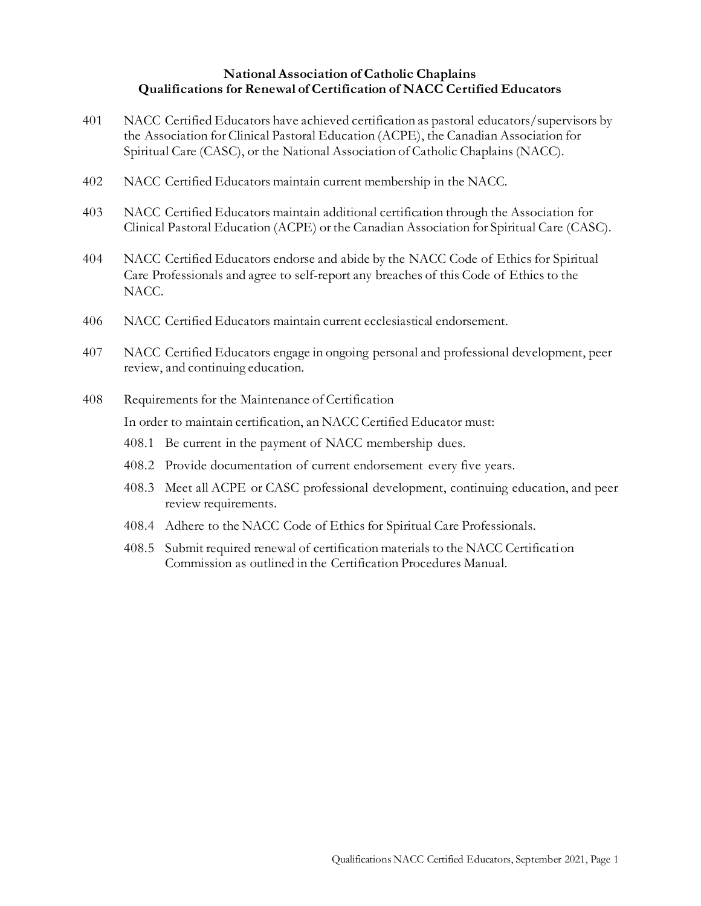**National Association of Catholic Chaplains**
**Qualifications for Renewal of Certification of NACC Certified Educators**

401 NACC Certified Educators have achieved certification as pastoral educators/supervisors by the Association for Clinical Pastoral Education (ACPE), the Canadian Association for Spiritual Care (CASC), or the National Association of Catholic Chaplains (NACC).

402 NACC Certified Educators maintain current membership in the NACC.

403 NACC Certified Educators maintain additional certification through the Association for Clinical Pastoral Education (ACPE) or the Canadian Association for Spiritual Care (CASC).

404 NACC Certified Educators endorse and abide by the NACC Code of Ethics for Spiritual Care Professionals and agree to self-report any breaches of this Code of Ethics to the NACC.

406 NACC Certified Educators maintain current ecclesiastical endorsement.

407 NACC Certified Educators engage in ongoing personal and professional development, peer review, and continuing education.

408 Requirements for the Maintenance of Certification

In order to maintain certification, an NACC Certified Educator must:

408.1 Be current in the payment of NACC membership dues.

408.2 Provide documentation of current endorsement every five years.

408.3 Meet all ACPE or CASC professional development, continuing education, and peer review requirements.

408.4 Adhere to the NACC Code of Ethics for Spiritual Care Professionals.

408.5 Submit required renewal of certification materials to the NACC Certification Commission as outlined in the Certification Procedures Manual.